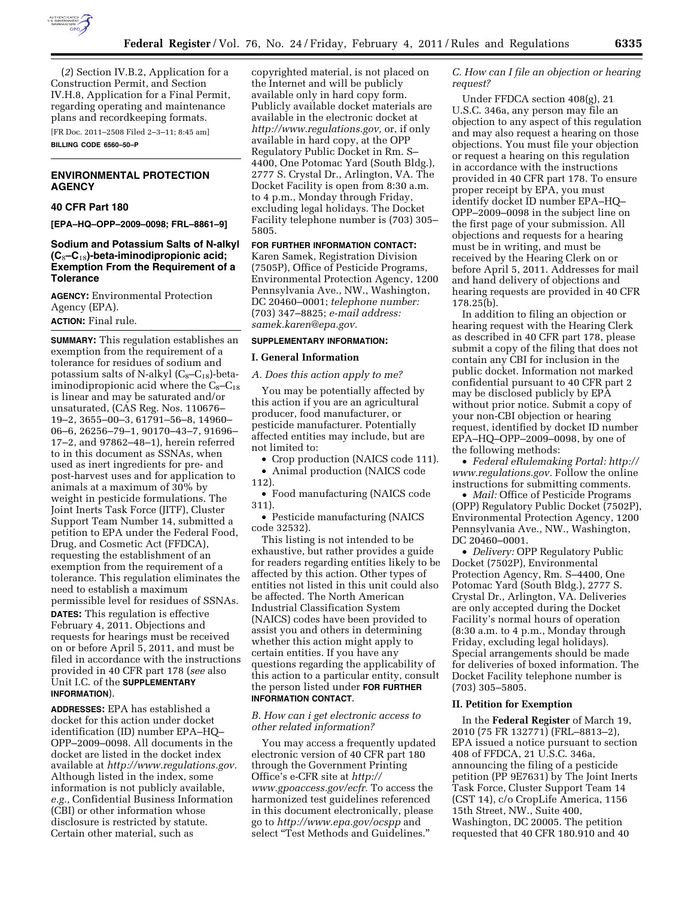(*2*) Section IV.B.2, Application for a Construction Permit, and Section IV.H.8, Application for a Final Permit, regarding operating and maintenance plans and recordkeeping formats.

[FR Doc. 2011–2508 Filed 2–3–11; 8:45 am]

**BILLING CODE 6560–50–P**

## ENVIRONMENTAL PROTECTION AGENCY

### 40 CFR Part 180

**[EPA–HQ–OPP–2009–0098; FRL–8861–9]**

### Sodium and Potassium Salts of N-alkyl ($C_8$–$C_{18}$)-beta-iminodipropionic acid; Exemption From the Requirement of a Tolerance

**AGENCY:** Environmental Protection Agency (EPA).

**ACTION:** Final rule.

**SUMMARY:** This regulation establishes an exemption from the requirement of a tolerance for residues of sodium and potassium salts of (N-alkyl ($C_8$–$C_{18}$)-beta-iminodipropionic acid where the $C_8$–$C_{18}$ is linear and may be saturated and/or unsaturated, (CAS Reg. Nos. 110676–19–2, 3655–00–3, 61791–56–8, 14960–06–6, 26256–79–1, 90170–43–7, 91696–17–2, and 97862–48–1), herein referred to in this document as SSNAs, when used as inert ingredients for pre- and post-harvest uses and for application to animals at a maximum of 30% by weight in pesticide formulations. The Joint Inerts Task Force (JITF), Cluster Support Team Number 14, submitted a petition to EPA under the Federal Food, Drug, and Cosmetic Act (FFDCA), requesting the establishment of an exemption from the requirement of a tolerance. This regulation eliminates the need to establish a maximum permissible level for residues of SSNAs.

**DATES:** This regulation is effective February 4, 2011. Objections and requests for hearings must be received on or before April 5, 2011, and must be filed in accordance with the instructions provided in 40 CFR part 178 (*see* also Unit I.C. of the **SUPPLEMENTARY INFORMATION**).

**ADDRESSES:** EPA has established a docket for this action under docket identification (ID) number EPA–HQ–OPP–2009–0098. All documents in the docket are listed in the docket index available at *http://www.regulations.gov.* Although listed in the index, some information is not publicly available, *e.g.,* Confidential Business Information (CBI) or other information whose disclosure is restricted by statute. Certain other material, such as copyrighted material, is not placed on the Internet and will be publicly available only in hard copy form. Publicly available docket materials are available in the electronic docket at *http://www.regulations.gov,* or, if only available in hard copy, at the OPP Regulatory Public Docket in Rm. S–4400, One Potomac Yard (South Bldg.), 2777 S. Crystal Dr., Arlington, VA. The Docket Facility is open from 8:30 a.m. to 4 p.m., Monday through Friday, excluding legal holidays. The Docket Facility telephone number is (703) 305–5805.

**FOR FURTHER INFORMATION CONTACT:** Karen Samek, Registration Division (7505P), Office of Pesticide Programs, Environmental Protection Agency, 1200 Pennsylvania Ave., NW., Washington, DC 20460–0001; *telephone number:* (703) 347–8825; *e-mail address: samek.karen@epa.gov.*

**SUPPLEMENTARY INFORMATION:**

### I. General Information

*A. Does this action apply to me?*

You may be potentially affected by this action if you are an agricultural producer, food manufacturer, or pesticide manufacturer. Potentially affected entities may include, but are not limited to:

- Crop production (NAICS code 111).
- Animal production (NAICS code 112).
- Food manufacturing (NAICS code 311).
- Pesticide manufacturing (NAICS code 32532).

This listing is not intended to be exhaustive, but rather provides a guide for readers regarding entities likely to be affected by this action. Other types of entities not listed in this unit could also be affected. The North American Industrial Classification System (NAICS) codes have been provided to assist you and others in determining whether this action might apply to certain entities. If you have any questions regarding the applicability of this action to a particular entity, consult the person listed under **FOR FURTHER INFORMATION CONTACT**.

*B. How can i get electronic access to other related information?*

You may access a frequently updated electronic version of 40 CFR part 180 through the Government Printing Office's e-CFR site at *http://www.gpoaccess.gov/ecfr.* To access the harmonized test guidelines referenced in this document electronically, please go to *http://www.epa.gov/ocspp* and select "Test Methods and Guidelines."

*C. How can I file an objection or hearing request?*

Under FFDCA section 408(g), 21 U.S.C. 346a, any person may file an objection to any aspect of this regulation and may also request a hearing on those objections. You must file your objection or request a hearing on this regulation in accordance with the instructions provided in 40 CFR part 178. To ensure proper receipt by EPA, you must identify docket ID number EPA–HQ–OPP–2009–0098 in the subject line on the first page of your submission. All objections and requests for a hearing must be in writing, and must be received by the Hearing Clerk on or before April 5, 2011. Addresses for mail and hand delivery of objections and hearing requests are provided in 40 CFR 178.25(b).

In addition to filing an objection or hearing request with the Hearing Clerk as described in 40 CFR part 178, please submit a copy of the filing that does not contain any CBI for inclusion in the public docket. Information not marked confidential pursuant to 40 CFR part 2 may be disclosed publicly by EPA without prior notice. Submit a copy of your non-CBI objection or hearing request, identified by docket ID number EPA–HQ–OPP–2009–0098, by one of the following methods:

- *Federal eRulemaking Portal: http://www.regulations.gov.* Follow the online instructions for submitting comments.
- *Mail:* Office of Pesticide Programs (OPP) Regulatory Public Docket (7502P), Environmental Protection Agency, 1200 Pennsylvania Ave., NW., Washington, DC 20460–0001.
- *Delivery:* OPP Regulatory Public Docket (7502P), Environmental Protection Agency, Rm. S–4400, One Potomac Yard (South Bldg.), 2777 S. Crystal Dr., Arlington, VA. Deliveries are only accepted during the Docket Facility's normal hours of operation (8:30 a.m. to 4 p.m., Monday through Friday, excluding legal holidays). Special arrangements should be made for deliveries of boxed information. The Docket Facility telephone number is (703) 305–5805.

### II. Petition for Exemption

In the **Federal Register** of March 19, 2010 (75 FR 132771) (FRL–8813–2), EPA issued a notice pursuant to section 408 of FFDCA, 21 U.S.C. 346a, announcing the filing of a pesticide petition (PP 9E7631) by The Joint Inerts Task Force, Cluster Support Team 14 (CST 14), c/o CropLife America, 1156 15th Street, NW., Suite 400, Washington, DC 20005. The petition requested that 40 CFR 180.910 and 40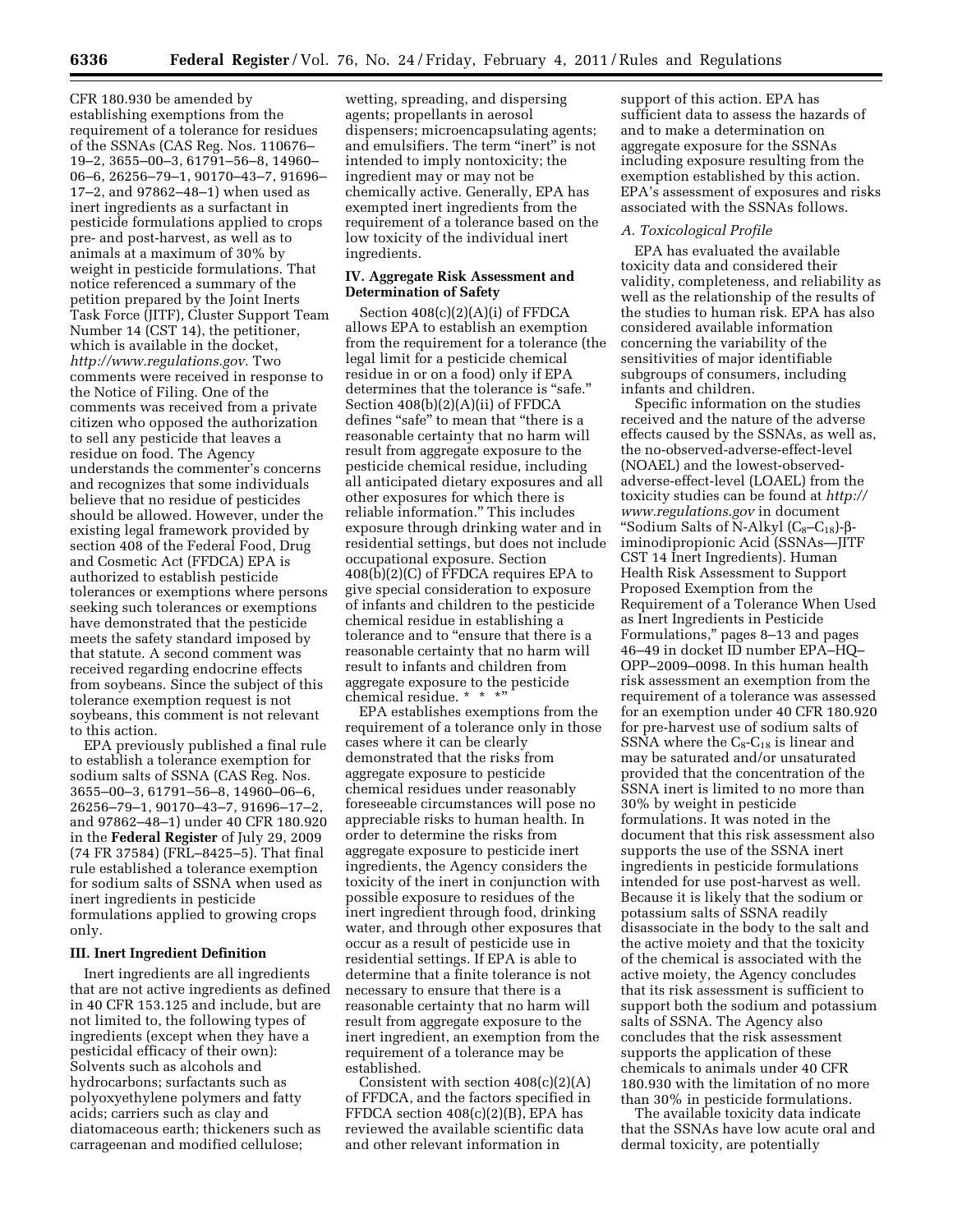CFR 180.930 be amended by establishing exemptions from the requirement of a tolerance for residues of the SSNAs (CAS Reg. Nos. 110676–19–2, 3655–00–3, 61791–56–8, 14960–06–6, 26256–79–1, 90170–43–7, 91696–17–2, and 97862–48–1) when used as inert ingredients as a surfactant in pesticide formulations applied to crops pre- and post-harvest, as well as to animals at a maximum of 30% by weight in pesticide formulations. That notice referenced a summary of the petition prepared by the Joint Inerts Task Force (JITF), Cluster Support Team Number 14 (CST 14), the petitioner, which is available in the docket, *http://www.regulations.gov*. Two comments were received in response to the Notice of Filing. One of the comments was received from a private citizen who opposed the authorization to sell any pesticide that leaves a residue on food. The Agency understands the commenter's concerns and recognizes that some individuals believe that no residue of pesticides should be allowed. However, under the existing legal framework provided by section 408 of the Federal Food, Drug and Cosmetic Act (FFDCA) EPA is authorized to establish pesticide tolerances or exemptions where persons seeking such tolerances or exemptions have demonstrated that the pesticide meets the safety standard imposed by that statute. A second comment was received regarding endocrine effects from soybeans. Since the subject of this tolerance exemption request is not soybeans, this comment is not relevant to this action.

EPA previously published a final rule to establish a tolerance exemption for sodium salts of SSNA (CAS Reg. Nos. 3655–00–3, 61791–56–8, 14960–06–6, 26256–79–1, 90170–43–7, 91696–17–2, and 97862–48–1) under 40 CFR 180.920 in the **Federal Register** of July 29, 2009 (74 FR 37584) (FRL–8425–5). That final rule established a tolerance exemption for sodium salts of SSNA when used as inert ingredients in pesticide formulations applied to growing crops only.

## III. Inert Ingredient Definition

Inert ingredients are all ingredients that are not active ingredients as defined in 40 CFR 153.125 and include, but are not limited to, the following types of ingredients (except when they have a pesticidal efficacy of their own): Solvents such as alcohols and hydrocarbons; surfactants such as polyoxyethylene polymers and fatty acids; carriers such as clay and diatomaceous earth; thickeners such as carrageenan and modified cellulose; wetting, spreading, and dispersing agents; propellants in aerosol dispensers; microencapsulating agents; and emulsifiers. The term "inert" is not intended to imply nontoxicity; the ingredient may or may not be chemically active. Generally, EPA has exempted inert ingredients from the requirement of a tolerance based on the low toxicity of the individual inert ingredients.

## IV. Aggregate Risk Assessment and Determination of Safety

Section 408(c)(2)(A)(i) of FFDCA allows EPA to establish an exemption from the requirement for a tolerance (the legal limit for a pesticide chemical residue in or on a food) only if EPA determines that the tolerance is "safe." Section 408(b)(2)(A)(ii) of FFDCA defines "safe" to mean that "there is a reasonable certainty that no harm will result from aggregate exposure to the pesticide chemical residue, including all anticipated dietary exposures and all other exposures for which there is reliable information." This includes exposure through drinking water and in residential settings, but does not include occupational exposure. Section 408(b)(2)(C) of FFDCA requires EPA to give special consideration to exposure of infants and children to the pesticide chemical residue in establishing a tolerance and to "ensure that there is a reasonable certainty that no harm will result to infants and children from aggregate exposure to the pesticide chemical residue. * * *"

EPA establishes exemptions from the requirement of a tolerance only in those cases where it can be clearly demonstrated that the risks from aggregate exposure to pesticide chemical residues under reasonably foreseeable circumstances will pose no appreciable risks to human health. In order to determine the risks from aggregate exposure to pesticide inert ingredients, the Agency considers the toxicity of the inert in conjunction with possible exposure to residues of the inert ingredient through food, drinking water, and through other exposures that occur as a result of pesticide use in residential settings. If EPA is able to determine that a finite tolerance is not necessary to ensure that there is a reasonable certainty that no harm will result from aggregate exposure to the inert ingredient, an exemption from the requirement of a tolerance may be established.

Consistent with section 408(c)(2)(A) of FFDCA, and the factors specified in FFDCA section 408(c)(2)(B), EPA has reviewed the available scientific data and other relevant information in support of this action. EPA has sufficient data to assess the hazards of and to make a determination on aggregate exposure for the SSNAs including exposure resulting from the exemption established by this action. EPA's assessment of exposures and risks associated with the SSNAs follows.

### *A. Toxicological Profile*

EPA has evaluated the available toxicity data and considered their validity, completeness, and reliability as well as the relationship of the results of the studies to human risk. EPA has also considered available information concerning the variability of the sensitivities of major identifiable subgroups of consumers, including infants and children.

Specific information on the studies received and the nature of the adverse effects caused by the SSNAs, as well as, the no-observed-adverse-effect-level (NOAEL) and the lowest-observed-adverse-effect-level (LOAEL) from the toxicity studies can be found at *http://www.regulations.gov* in document "Sodium Salts of N-Alkyl ($C_8$–$C_{18}$)-β-iminodipropionic Acid (SSNAs—JITF CST 14 Inert Ingredients). Human Health Risk Assessment to Support Proposed Exemption from the Requirement of a Tolerance When Used as Inert Ingredients in Pesticide Formulations," pages 8–13 and pages 46–49 in docket ID number EPA–HQ–OPP–2009–0098. In this human health risk assessment an exemption from the requirement of a tolerance was assessed for an exemption under 40 CFR 180.920 for pre-harvest use of sodium salts of SSNA where the $C_8$-$C_{18}$ is linear and may be saturated and/or unsaturated provided that the concentration of the SSNA inert is limited to no more than 30% by weight in pesticide formulations. It was noted in the document that this risk assessment also supports the use of the SSNA inert ingredients in pesticide formulations intended for use post-harvest as well. Because it is likely that the sodium or potassium salts of SSNA readily disassociate in the body to the salt and the active moiety and that the toxicity of the chemical is associated with the active moiety, the Agency concludes that its risk assessment is sufficient to support both the sodium and potassium salts of SSNA. The Agency also concludes that the risk assessment supports the application of these chemicals to animals under 40 CFR 180.930 with the limitation of no more than 30% in pesticide formulations.

The available toxicity data indicate that the SSNAs have low acute oral and dermal toxicity, are potentially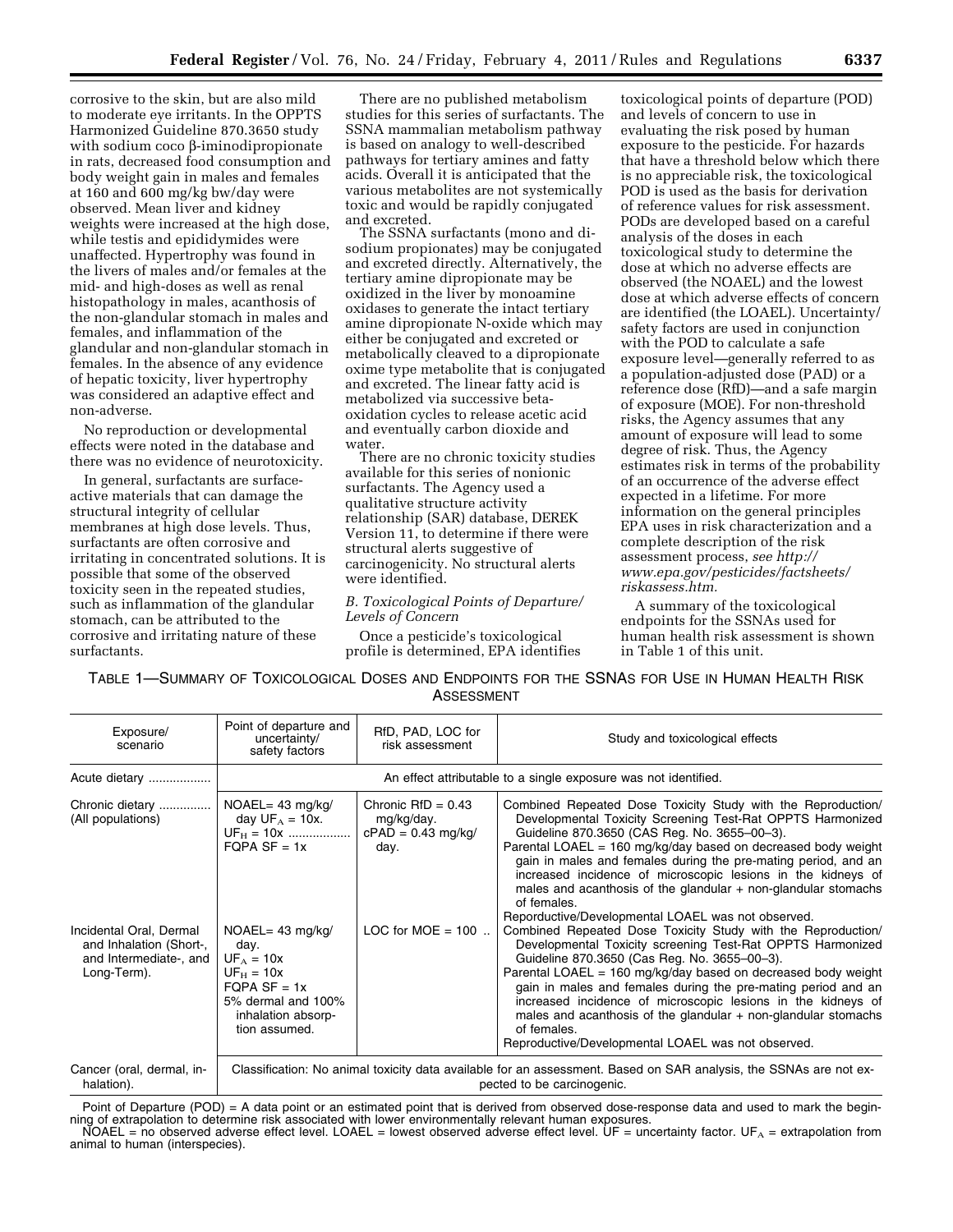corrosive to the skin, but are also mild to moderate eye irritants. In the OPPTS Harmonized Guideline 870.3650 study with sodium coco β-iminodipropionate in rats, decreased food consumption and body weight gain in males and females at 160 and 600 mg/kg bw/day were observed. Mean liver and kidney weights were increased at the high dose, while testis and epididymides were unaffected. Hypertrophy was found in the livers of males and/or females at the mid- and high-doses as well as renal histopathology in males, acanthosis of the non-glandular stomach in males and females, and inflammation of the glandular and non-glandular stomach in females. In the absence of any evidence of hepatic toxicity, liver hypertrophy was considered an adaptive effect and non-adverse.

No reproduction or developmental effects were noted in the database and there was no evidence of neurotoxicity.

In general, surfactants are surface-active materials that can damage the structural integrity of cellular membranes at high dose levels. Thus, surfactants are often corrosive and irritating in concentrated solutions. It is possible that some of the observed toxicity seen in the repeated studies, such as inflammation of the glandular stomach, can be attributed to the corrosive and irritating nature of these surfactants.

There are no published metabolism studies for this series of surfactants. The SSNA mammalian metabolism pathway is based on analogy to well-described pathways for tertiary amines and fatty acids. Overall it is anticipated that the various metabolites are not systemically toxic and would be rapidly conjugated and excreted.

The SSNA surfactants (mono and di-sodium propionates) may be conjugated and excreted directly. Alternatively, the tertiary amine dipropionate may be oxidized in the liver by monoamine oxidases to generate the intact tertiary amine dipropionate N-oxide which may either be conjugated and excreted or metabolically cleaved to a dipropionate oxime type metabolite that is conjugated and excreted. The linear fatty acid is metabolized via successive beta-oxidation cycles to release acetic acid and eventually carbon dioxide and water.

There are no chronic toxicity studies available for this series of nonionic surfactants. The Agency used a qualitative structure activity relationship (SAR) database, DEREK Version 11, to determine if there were structural alerts suggestive of carcinogenicity. No structural alerts were identified.

### *B. Toxicological Points of Departure/ Levels of Concern*

Once a pesticide's toxicological profile is determined, EPA identifies toxicological points of departure (POD) and levels of concern to use in evaluating the risk posed by human exposure to the pesticide. For hazards that have a threshold below which there is no appreciable risk, the toxicological POD is used as the basis for derivation of reference values for risk assessment. PODs are developed based on a careful analysis of the doses in each toxicological study to determine the dose at which no adverse effects are observed (the NOAEL) and the lowest dose at which adverse effects of concern are identified (the LOAEL). Uncertainty/ safety factors are used in conjunction with the POD to calculate a safe exposure level—generally referred to as a population-adjusted dose (PAD) or a reference dose (RfD)—and a safe margin of exposure (MOE). For non-threshold risks, the Agency assumes that any amount of exposure will lead to some degree of risk. Thus, the Agency estimates risk in terms of the probability of an occurrence of the adverse effect expected in a lifetime. For more information on the general principles EPA uses in risk characterization and a complete description of the risk assessment process, *see http:// www.epa.gov/pesticides/factsheets/ riskassess.htm.*

A summary of the toxicological endpoints for the SSNAs used for human health risk assessment is shown in Table 1 of this unit.

TABLE 1—SUMMARY OF TOXICOLOGICAL DOSES AND ENDPOINTS FOR THE SSNAS FOR USE IN HUMAN HEALTH RISK ASSESSMENT

| Exposure/ scenario | Point of departure and uncertainty/ safety factors | RfD, PAD, LOC for risk assessment | Study and toxicological effects |
|---|---|---|---|
| Acute dietary | An effect attributable to a single exposure was not identified. | | |
| Chronic dietary (All populations) | NOAEL= 43 mg/kg/ day $UF_A$ = 10x. $UF_H$ = 10x FQPA SF = 1x | Chronic RfD = 0.43 mg/kg/day. cPAD = 0.43 mg/kg/ day. | Combined Repeated Dose Toxicity Study with the Reproduction/ Developmental Toxicity Screening Test-Rat OPPTS Harmonized Guideline 870.3650 (CAS Reg. No. 3655–00–3). Parental LOAEL = 160 mg/kg/day based on decreased body weight gain in males and females during the pre-mating period, and an increased incidence of microscopic lesions in the kidneys of males and acanthosis of the glandular + non-glandular stomachs of females. Reproductive/Developmental LOAEL was not observed. |
| Incidental Oral, Dermal and Inhalation (Short-, and Intermediate-, and Long-Term). | NOAEL= 43 mg/kg/ day. $UF_A$ = 10x $UF_H$ = 10x FQPA SF = 1x 5% dermal and 100% inhalation absorption assumed. | LOC for MOE = 100 | Combined Repeated Dose Toxicity Study with the Reproduction/ Developmental Toxicity screening Test-Rat OPPTS Harmonized Guideline 870.3650 (Cas Reg. No. 3655–00–3). Parental LOAEL = 160 mg/kg/day based on decreased body weight gain in males and females during the pre-mating period and an increased incidence of microscopic lesions in the kidneys of males and acanthosis of the glandular + non-glandular stomachs of females. Reproductive/Developmental LOAEL was not observed. |
| Cancer (oral, dermal, inhalation). | Classification: No animal toxicity data available for an assessment. Based on SAR analysis, the SSNAs are not expected to be carcinogenic. | | |

Point of Departure (POD) = A data point or an estimated point that is derived from observed dose-response data and used to mark the beginning of extrapolation to determine risk associated with lower environmentally relevant human exposures.
NOAEL = no observed adverse effect level. LOAEL = lowest observed adverse effect level. UF = uncertainty factor. $UF_A$ = extrapolation from animal to human (interspecies).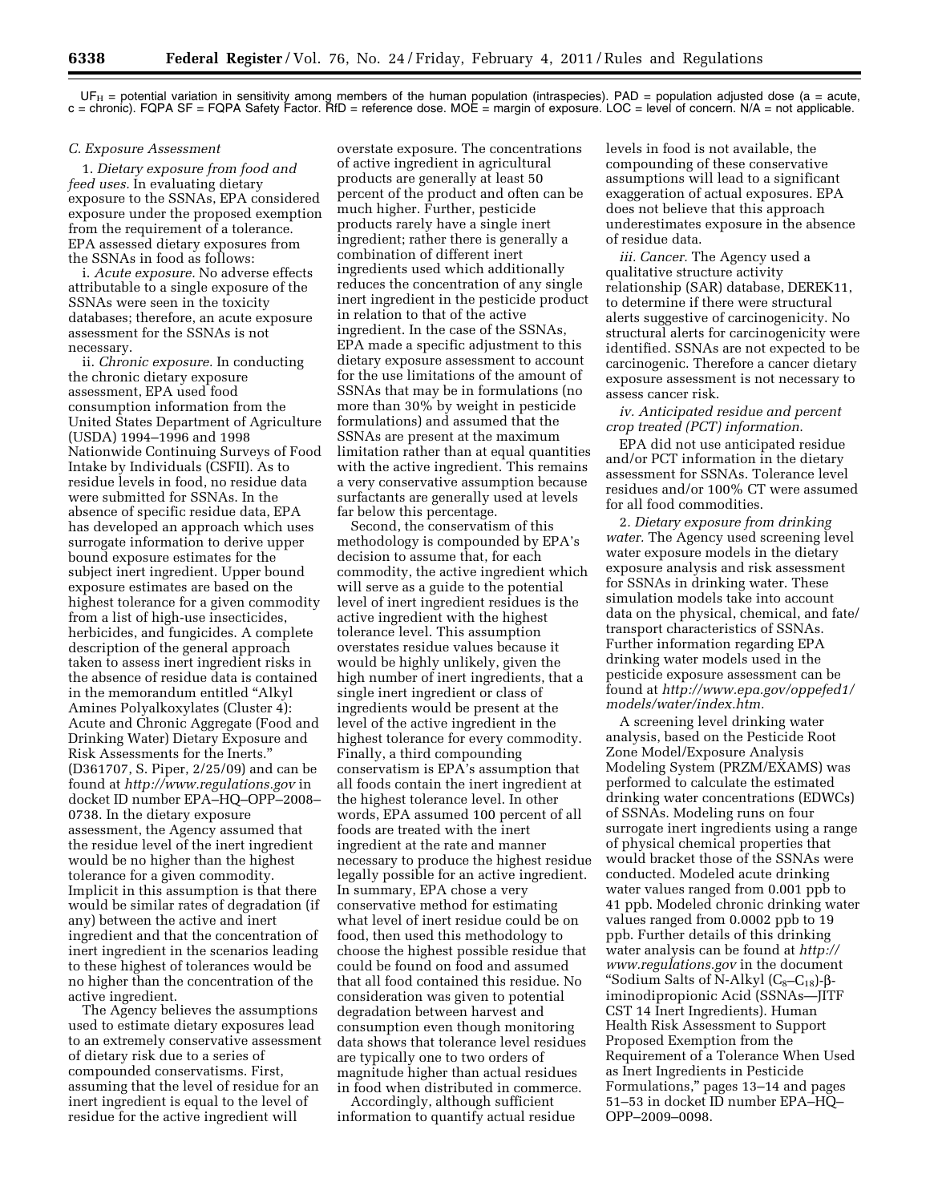$UF_H$ = potential variation in sensitivity among members of the human population (intraspecies). PAD = population adjusted dose (a = acute, c = chronic). FQPA SF = FQPA Safety Factor. RfD = reference dose. MOE = margin of exposure. LOC = level of concern. N/A = not applicable.

*C. Exposure Assessment*

1. *Dietary exposure from food and feed uses.* In evaluating dietary exposure to the SSNAs, EPA considered exposure under the proposed exemption from the requirement of a tolerance. EPA assessed dietary exposures from the SSNAs in food as follows:

i. *Acute exposure.* No adverse effects attributable to a single exposure of the SSNAs were seen in the toxicity databases; therefore, an acute exposure assessment for the SSNAs is not necessary.

ii. *Chronic exposure.* In conducting the chronic dietary exposure assessment, EPA used food consumption information from the United States Department of Agriculture (USDA) 1994–1996 and 1998 Nationwide Continuing Surveys of Food Intake by Individuals (CSFII). As to residue levels in food, no residue data were submitted for SSNAs. In the absence of specific residue data, EPA has developed an approach which uses surrogate information to derive upper bound exposure estimates for the subject inert ingredient. Upper bound exposure estimates are based on the highest tolerance for a given commodity from a list of high-use insecticides, herbicides, and fungicides. A complete description of the general approach taken to assess inert ingredient risks in the absence of residue data is contained in the memorandum entitled "Alkyl Amines Polyalkoxylates (Cluster 4): Acute and Chronic Aggregate (Food and Drinking Water) Dietary Exposure and Risk Assessments for the Inerts." (D361707, S. Piper, 2/25/09) and can be found at *http://www.regulations.gov* in docket ID number EPA–HQ–OPP–2008–0738. In the dietary exposure assessment, the Agency assumed that the residue level of the inert ingredient would be no higher than the highest tolerance for a given commodity. Implicit in this assumption is that there would be similar rates of degradation (if any) between the active and inert ingredient and that the concentration of inert ingredient in the scenarios leading to these highest of tolerances would be no higher than the concentration of the active ingredient.

The Agency believes the assumptions used to estimate dietary exposures lead to an extremely conservative assessment of dietary risk due to a series of compounded conservatisms. First, assuming that the level of residue for an inert ingredient is equal to the level of residue for the active ingredient will overstate exposure. The concentrations of active ingredient in agricultural products are generally at least 50 percent of the product and often can be much higher. Further, pesticide products rarely have a single inert ingredient; rather there is generally a combination of different inert ingredients used which additionally reduces the concentration of any single inert ingredient in the pesticide product in relation to that of the active ingredient. In the case of the SSNAs, EPA made a specific adjustment to this dietary exposure assessment to account for the use limitations of the amount of SSNAs that may be in formulations (no more than 30% by weight in pesticide formulations) and assumed that the SSNAs are present at the maximum limitation rather than at equal quantities with the active ingredient. This remains a very conservative assumption because surfactants are generally used at levels far below this percentage.

Second, the conservatism of this methodology is compounded by EPA's decision to assume that, for each commodity, the active ingredient which will serve as a guide to the potential level of inert ingredient residues is the active ingredient with the highest tolerance level. This assumption overstates residue values because it would be highly unlikely, given the high number of inert ingredients, that a single inert ingredient or class of ingredients would be present at the level of the active ingredient in the highest tolerance for every commodity. Finally, a third compounding conservatism is EPA's assumption that all foods contain the inert ingredient at the highest tolerance level. In other words, EPA assumed 100 percent of all foods are treated with the inert ingredient at the rate and manner necessary to produce the highest residue legally possible for an active ingredient. In summary, EPA chose a very conservative method for estimating what level of inert residue could be on food, then used this methodology to choose the highest possible residue that could be found on food and assumed that all food contained this residue. No consideration was given to potential degradation between harvest and consumption even though monitoring data shows that tolerance level residues are typically one to two orders of magnitude higher than actual residues in food when distributed in commerce.

Accordingly, although sufficient information to quantify actual residue levels in food is not available, the compounding of these conservative assumptions will lead to a significant exaggeration of actual exposures. EPA does not believe that this approach underestimates exposure in the absence of residue data.

*iii. Cancer.* The Agency used a qualitative structure activity relationship (SAR) database, DEREK11, to determine if there were structural alerts suggestive of carcinogenicity. No structural alerts for carcinogenicity were identified. SSNAs are not expected to be carcinogenic. Therefore a cancer dietary exposure assessment is not necessary to assess cancer risk.

*iv. Anticipated residue and percent crop treated (PCT) information.*

EPA did not use anticipated residue and/or PCT information in the dietary assessment for SSNAs. Tolerance level residues and/or 100% CT were assumed for all food commodities.

2. *Dietary exposure from drinking water.* The Agency used screening level water exposure models in the dietary exposure analysis and risk assessment for SSNAs in drinking water. These simulation models take into account data on the physical, chemical, and fate/transport characteristics of SSNAs. Further information regarding EPA drinking water models used in the pesticide exposure assessment can be found at *http://www.epa.gov/oppefed1/models/water/index.htm.*

A screening level drinking water analysis, based on the Pesticide Root Zone Model/Exposure Analysis Modeling System (PRZM/EXAMS) was performed to calculate the estimated drinking water concentrations (EDWCs) of SSNAs. Modeling runs on four surrogate inert ingredients using a range of physical chemical properties that would bracket those of the SSNAs were conducted. Modeled acute drinking water values ranged from 0.001 ppb to 41 ppb. Modeled chronic drinking water values ranged from 0.0002 ppb to 19 ppb. Further details of this drinking water analysis can be found at *http://www.regulations.gov* in the document "Sodium Salts of N-Alkyl ($C_8$–$C_{18}$)-β-iminodipropionic Acid (SSNAs—JITF CST 14 Inert Ingredients). Human Health Risk Assessment to Support Proposed Exemption from the Requirement of a Tolerance When Used as Inert Ingredients in Pesticide Formulations," pages 13–14 and pages 51–53 in docket ID number EPA–HQ–OPP–2009–0098.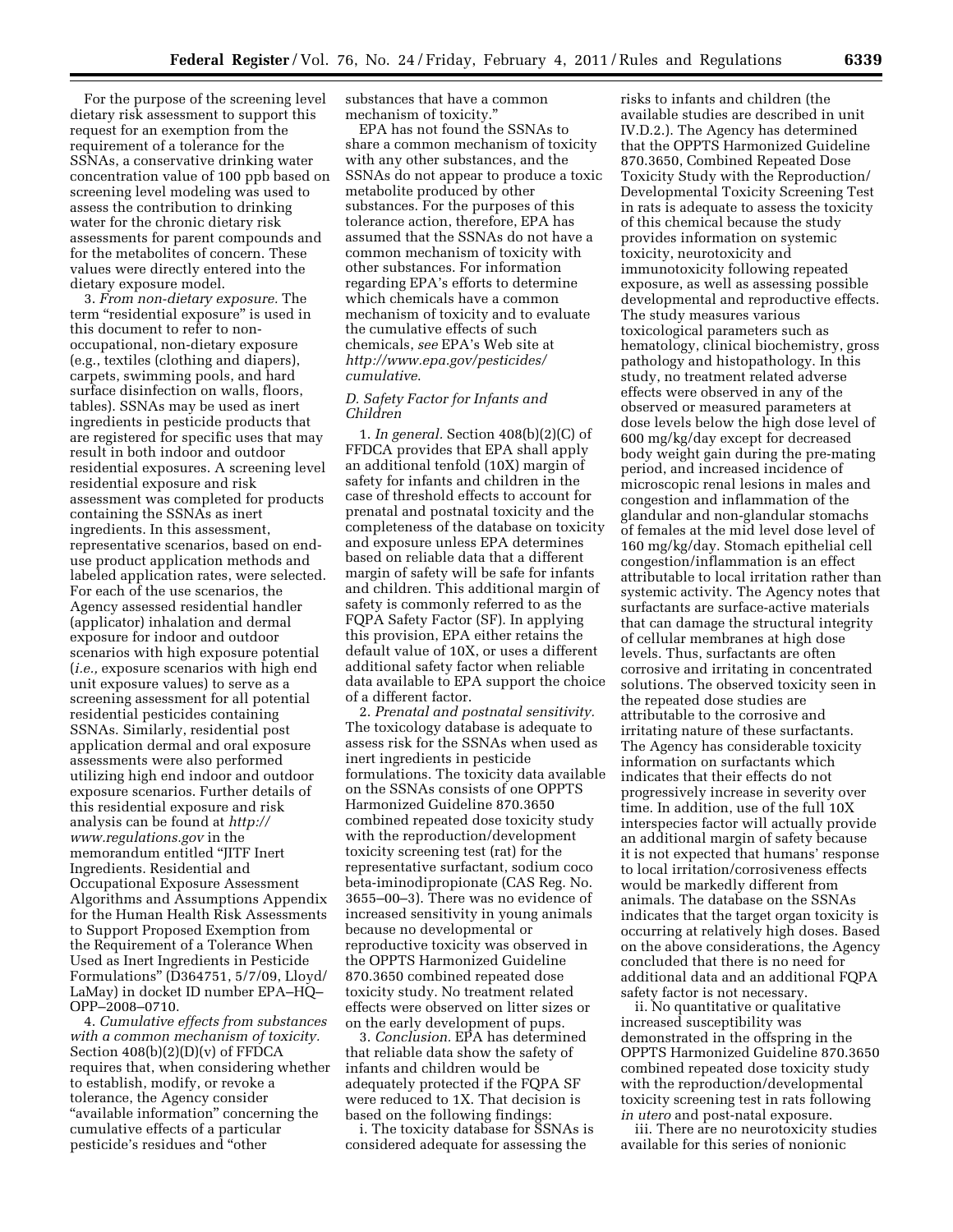For the purpose of the screening level dietary risk assessment to support this request for an exemption from the requirement of a tolerance for the SSNAs, a conservative drinking water concentration value of 100 ppb based on screening level modeling was used to assess the contribution to drinking water for the chronic dietary risk assessments for parent compounds and for the metabolites of concern. These values were directly entered into the dietary exposure model.

3. *From non-dietary exposure.* The term "residential exposure" is used in this document to refer to non-occupational, non-dietary exposure (e.g., textiles (clothing and diapers), carpets, swimming pools, and hard surface disinfection on walls, floors, tables). SSNAs may be used as inert ingredients in pesticide products that are registered for specific uses that may result in both indoor and outdoor residential exposures. A screening level residential exposure and risk assessment was completed for products containing the SSNAs as inert ingredients. In this assessment, representative scenarios, based on end-use product application methods and labeled application rates, were selected. For each of the use scenarios, the Agency assessed residential handler (applicator) inhalation and dermal exposure for indoor and outdoor scenarios with high exposure potential (*i.e.,* exposure scenarios with high end unit exposure values) to serve as a screening assessment for all potential residential pesticides containing SSNAs. Similarly, residential post application dermal and oral exposure assessments were also performed utilizing high end indoor and outdoor exposure scenarios. Further details of this residential exposure and risk analysis can be found at *http://www.regulations.gov* in the memorandum entitled "JITF Inert Ingredients. Residential and Occupational Exposure Assessment Algorithms and Assumptions Appendix for the Human Health Risk Assessments to Support Proposed Exemption from the Requirement of a Tolerance When Used as Inert Ingredients in Pesticide Formulations" (D364751, 5/7/09, Lloyd/LaMay) in docket ID number EPA–HQ–OPP–2008–0710.

4. *Cumulative effects from substances with a common mechanism of toxicity.* Section 408(b)(2)(D)(v) of FFDCA requires that, when considering whether to establish, modify, or revoke a tolerance, the Agency consider "available information" concerning the cumulative effects of a particular pesticide's residues and "other substances that have a common mechanism of toxicity."

EPA has not found the SSNAs to share a common mechanism of toxicity with any other substances, and the SSNAs do not appear to produce a toxic metabolite produced by other substances. For the purposes of this tolerance action, therefore, EPA has assumed that the SSNAs do not have a common mechanism of toxicity with other substances. For information regarding EPA's efforts to determine which chemicals have a common mechanism of toxicity and to evaluate the cumulative effects of such chemicals, *see* EPA's Web site at *http://www.epa.gov/pesticides/cumulative*.

### *D. Safety Factor for Infants and Children*

1. *In general.* Section 408(b)(2)(C) of FFDCA provides that EPA shall apply an additional tenfold (10X) margin of safety for infants and children in the case of threshold effects to account for prenatal and postnatal toxicity and the completeness of the database on toxicity and exposure unless EPA determines based on reliable data that a different margin of safety will be safe for infants and children. This additional margin of safety is commonly referred to as the FQPA Safety Factor (SF). In applying this provision, EPA either retains the default value of 10X, or uses a different additional safety factor when reliable data available to EPA support the choice of a different factor.

2. *Prenatal and postnatal sensitivity.* The toxicology database is adequate to assess risk for the SSNAs when used as inert ingredients in pesticide formulations. The toxicity data available on the SSNAs consists of one OPPTS Harmonized Guideline 870.3650 combined repeated dose toxicity study with the reproduction/development toxicity screening test (rat) for the representative surfactant, sodium coco beta-iminodipropionate (CAS Reg. No. 3655–00–3). There was no evidence of increased sensitivity in young animals because no developmental or reproductive toxicity was observed in the OPPTS Harmonized Guideline 870.3650 combined repeated dose toxicity study. No treatment related effects were observed on litter sizes or on the early development of pups.

3. *Conclusion.* EPA has determined that reliable data show the safety of infants and children would be adequately protected if the FQPA SF were reduced to 1X. That decision is based on the following findings:

i. The toxicity database for SSNAs is considered adequate for assessing the risks to infants and children (the available studies are described in unit IV.D.2.). The Agency has determined that the OPPTS Harmonized Guideline 870.3650, Combined Repeated Dose Toxicity Study with the Reproduction/Developmental Toxicity Screening Test in rats is adequate to assess the toxicity of this chemical because the study provides information on systemic toxicity, neurotoxicity and immunotoxicity following repeated exposure, as well as assessing possible developmental and reproductive effects. The study measures various toxicological parameters such as hematology, clinical biochemistry, gross pathology and histopathology. In this study, no treatment related adverse effects were observed in any of the observed or measured parameters at dose levels below the high dose level of 600 mg/kg/day except for decreased body weight gain during the pre-mating period, and increased incidence of microscopic renal lesions in males and congestion and inflammation of the glandular and non-glandular stomachs of females at the mid level dose level of 160 mg/kg/day. Stomach epithelial cell congestion/inflammation is an effect attributable to local irritation rather than systemic activity. The Agency notes that surfactants are surface-active materials that can damage the structural integrity of cellular membranes at high dose levels. Thus, surfactants are often corrosive and irritating in concentrated solutions. The observed toxicity seen in the repeated dose studies are attributable to the corrosive and irritating nature of these surfactants. The Agency has considerable toxicity information on surfactants which indicates that their effects do not progressively increase in severity over time. In addition, use of the full 10X interspecies factor will actually provide an additional margin of safety because it is not expected that humans' response to local irritation/corrosiveness effects would be markedly different from animals. The database on the SSNAs indicates that the target organ toxicity is occurring at relatively high doses. Based on the above considerations, the Agency concluded that there is no need for additional data and an additional FQPA safety factor is not necessary.

ii. No quantitative or qualitative increased susceptibility was demonstrated in the offspring in the OPPTS Harmonized Guideline 870.3650 combined repeated dose toxicity study with the reproduction/developmental toxicity screening test in rats following *in utero* and post-natal exposure.

iii. There are no neurotoxicity studies available for this series of nonionic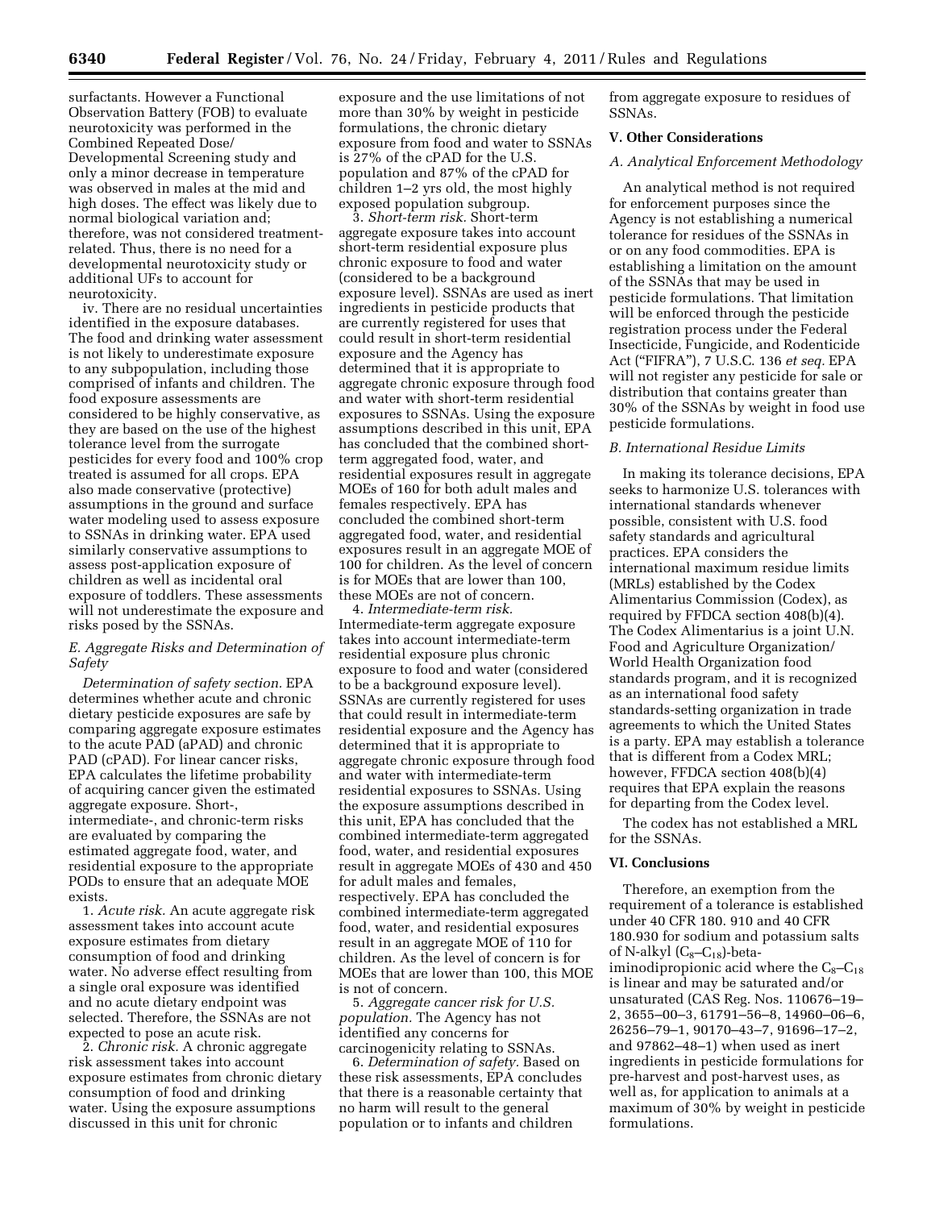surfactants. However a Functional Observation Battery (FOB) to evaluate neurotoxicity was performed in the Combined Repeated Dose/Developmental Screening study and only a minor decrease in temperature was observed in males at the mid and high doses. The effect was likely due to normal biological variation and; therefore, was not considered treatment-related. Thus, there is no need for a developmental neurotoxicity study or additional UFs to account for neurotoxicity.

iv. There are no residual uncertainties identified in the exposure databases. The food and drinking water assessment is not likely to underestimate exposure to any subpopulation, including those comprised of infants and children. The food exposure assessments are considered to be highly conservative, as they are based on the use of the highest tolerance level from the surrogate pesticides for every food and 100% crop treated is assumed for all crops. EPA also made conservative (protective) assumptions in the ground and surface water modeling used to assess exposure to SSNAs in drinking water. EPA used similarly conservative assumptions to assess post-application exposure of children as well as incidental oral exposure of toddlers. These assessments will not underestimate the exposure and risks posed by the SSNAs.

### *E. Aggregate Risks and Determination of Safety*

*Determination of safety section.* EPA determines whether acute and chronic dietary pesticide exposures are safe by comparing aggregate exposure estimates to the acute PAD (aPAD) and chronic PAD (cPAD). For linear cancer risks, EPA calculates the lifetime probability of acquiring cancer given the estimated aggregate exposure. Short-, intermediate-, and chronic-term risks are evaluated by comparing the estimated aggregate food, water, and residential exposure to the appropriate PODs to ensure that an adequate MOE exists.

1. *Acute risk.* An acute aggregate risk assessment takes into account acute exposure estimates from dietary consumption of food and drinking water. No adverse effect resulting from a single oral exposure was identified and no acute dietary endpoint was selected. Therefore, the SSNAs are not expected to pose an acute risk.

2. *Chronic risk.* A chronic aggregate risk assessment takes into account exposure estimates from chronic dietary consumption of food and drinking water. Using the exposure assumptions discussed in this unit for chronic exposure and the use limitations of not more than 30% by weight in pesticide formulations, the chronic dietary exposure from food and water to SSNAs is 27% of the cPAD for the U.S. population and 87% of the cPAD for children 1–2 yrs old, the most highly exposed population subgroup.

3. *Short-term risk.* Short-term aggregate exposure takes into account short-term residential exposure plus chronic exposure to food and water (considered to be a background exposure level). SSNAs are used as inert ingredients in pesticide products that are currently registered for uses that could result in short-term residential exposure and the Agency has determined that it is appropriate to aggregate chronic exposure through food and water with short-term residential exposures to SSNAs. Using the exposure assumptions described in this unit, EPA has concluded that the combined short-term aggregated food, water, and residential exposures result in aggregate MOEs of 160 for both adult males and females respectively. EPA has concluded the combined short-term aggregated food, water, and residential exposures result in an aggregate MOE of 100 for children. As the level of concern is for MOEs that are lower than 100, these MOEs are not of concern.

4. *Intermediate-term risk.* Intermediate-term aggregate exposure takes into account intermediate-term residential exposure plus chronic exposure to food and water (considered to be a background exposure level). SSNAs are currently registered for uses that could result in intermediate-term residential exposure and the Agency has determined that it is appropriate to aggregate chronic exposure through food and water with intermediate-term residential exposures to SSNAs. Using the exposure assumptions described in this unit, EPA has concluded that the combined intermediate-term aggregated food, water, and residential exposures result in aggregate MOEs of 430 and 450 for adult males and females, respectively. EPA has concluded the combined intermediate-term aggregated food, water, and residential exposures result in an aggregate MOE of 110 for children. As the level of concern is for MOEs that are lower than 100, this MOE is not of concern.

5. *Aggregate cancer risk for U.S. population.* The Agency has not identified any concerns for carcinogenicity relating to SSNAs.

6. *Determination of safety.* Based on these risk assessments, EPA concludes that there is a reasonable certainty that no harm will result to the general population or to infants and children from aggregate exposure to residues of SSNAs.

## V. Other Considerations

### *A. Analytical Enforcement Methodology*

An analytical method is not required for enforcement purposes since the Agency is not establishing a numerical tolerance for residues of the SSNAs in or on any food commodities. EPA is establishing a limitation on the amount of the SSNAs that may be used in pesticide formulations. That limitation will be enforced through the pesticide registration process under the Federal Insecticide, Fungicide, and Rodenticide Act ("FIFRA"), 7 U.S.C. 136 *et seq.* EPA will not register any pesticide for sale or distribution that contains greater than 30% of the SSNAs by weight in food use pesticide formulations.

### *B. International Residue Limits*

In making its tolerance decisions, EPA seeks to harmonize U.S. tolerances with international standards whenever possible, consistent with U.S. food safety standards and agricultural practices. EPA considers the international maximum residue limits (MRLs) established by the Codex Alimentarius Commission (Codex), as required by FFDCA section 408(b)(4). The Codex Alimentarius is a joint U.N. Food and Agriculture Organization/World Health Organization food standards program, and it is recognized as an international food safety standards-setting organization in trade agreements to which the United States is a party. EPA may establish a tolerance that is different from a Codex MRL; however, FFDCA section 408(b)(4) requires that EPA explain the reasons for departing from the Codex level.

The codex has not established a MRL for the SSNAs.

## VI. Conclusions

Therefore, an exemption from the requirement of a tolerance is established under 40 CFR 180. 910 and 40 CFR 180.930 for sodium and potassium salts of N-alkyl ($C_8$–$C_{18}$)-beta-iminodipropionic acid where the $C_8$–$C_{18}$ is linear and may be saturated and/or unsaturated (CAS Reg. Nos. 110676–19–2, 3655–00–3, 61791–56–8, 14960–06–6, 26256–79–1, 90170–43–7, 91696–17–2, and 97862–48–1) when used as inert ingredients in pesticide formulations for pre-harvest and post-harvest uses, as well as, for application to animals at a maximum of 30% by weight in pesticide formulations.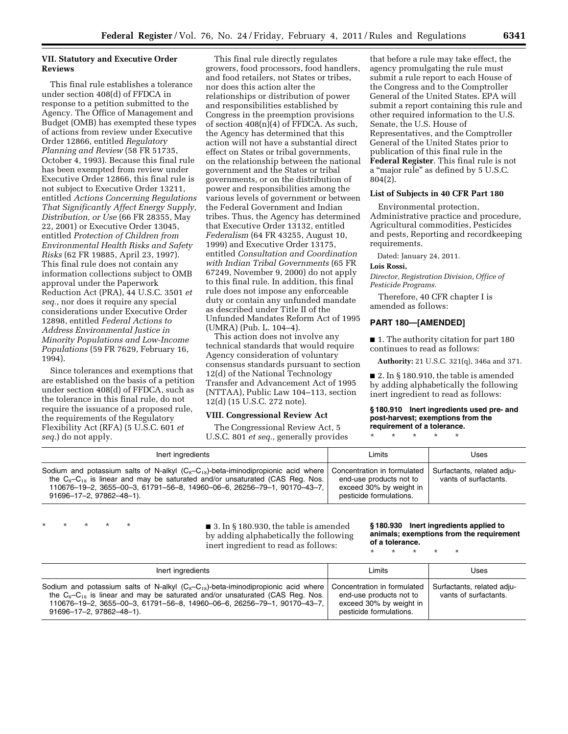### VII. Statutory and Executive Order Reviews

This final rule establishes a tolerance under section 408(d) of FFDCA in response to a petition submitted to the Agency. The Office of Management and Budget (OMB) has exempted these types of actions from review under Executive Order 12866, entitled *Regulatory Planning and Review* (58 FR 51735, October 4, 1993). Because this final rule has been exempted from review under Executive Order 12866, this final rule is not subject to Executive Order 13211, entitled *Actions Concerning Regulations That Significantly Affect Energy Supply, Distribution, or Use* (66 FR 28355, May 22, 2001) or Executive Order 13045, entitled *Protection of Children from Environmental Health Risks and Safety Risks* (62 FR 19885, April 23, 1997). This final rule does not contain any information collections subject to OMB approval under the Paperwork Reduction Act (PRA), 44 U.S.C. 3501 *et seq.,* nor does it require any special considerations under Executive Order 12898, entitled *Federal Actions to Address Environmental Justice in Minority Populations and Low-Income Populations* (59 FR 7629, February 16, 1994).

Since tolerances and exemptions that are established on the basis of a petition under section 408(d) of FFDCA, such as the tolerance in this final rule, do not require the issuance of a proposed rule, the requirements of the Regulatory Flexibility Act (RFA) (5 U.S.C. 601 *et seq.*) do not apply.

This final rule directly regulates growers, food processors, food handlers, and food retailers, not States or tribes, nor does this action alter the relationships or distribution of power and responsibilities established by Congress in the preemption provisions of section 408(n)(4) of FFDCA. As such, the Agency has determined that this action will not have a substantial direct effect on States or tribal governments, on the relationship between the national government and the States or tribal governments, or on the distribution of power and responsibilities among the various levels of government or between the Federal Government and Indian tribes. Thus, the Agency has determined that Executive Order 13132, entitled *Federalism* (64 FR 43255, August 10, 1999) and Executive Order 13175, entitled *Consultation and Coordination with Indian Tribal Governments* (65 FR 67249, November 9, 2000) do not apply to this final rule. In addition, this final rule does not impose any enforceable duty or contain any unfunded mandate as described under Title II of the Unfunded Mandates Reform Act of 1995 (UMRA) (Pub. L. 104–4).

This action does not involve any technical standards that would require Agency consideration of voluntary consensus standards pursuant to section 12(d) of the National Technology Transfer and Advancement Act of 1995 (NTTAA), Public Law 104–113, section 12(d) (15 U.S.C. 272 note).

### VIII. Congressional Review Act

The Congressional Review Act, 5 U.S.C. 801 *et seq.,* generally provides that before a rule may take effect, the agency promulgating the rule must submit a rule report to each House of the Congress and to the Comptroller General of the United States. EPA will submit a report containing this rule and other required information to the U.S. Senate, the U.S. House of Representatives, and the Comptroller General of the United States prior to publication of this final rule in the **Federal Register**. This final rule is not a "major rule" as defined by 5 U.S.C. 804(2).

### List of Subjects in 40 CFR Part 180

Environmental protection, Administrative practice and procedure, Agricultural commodities, Pesticides and pests, Reporting and recordkeeping requirements.

Dated: January 24, 2011.

**Lois Rossi,**

*Director, Registration Division, Office of Pesticide Programs.*

Therefore, 40 CFR chapter I is amended as follows:

## PART 180—[AMENDED]

■ 1. The authority citation for part 180 continues to read as follows:

**Authority:** 21 U.S.C. 321(q), 346a and 371.

■ 2. In § 180.910, the table is amended by adding alphabetically the following inert ingredient to read as follows:

**§ 180.910 Inert ingredients used pre- and post-harvest; exemptions from the requirement of a tolerance.**

\* \* \* \* \*

| Inert ingredients | Limits | Uses |
|---|---|---|
| Sodium and potassium salts of N-alkyl ($C_8$–$C_{18}$)-beta-iminodipropionic acid where the $C_8$–$C_{18}$ is linear and may be saturated and/or unsaturated (CAS Reg. Nos. 110676–19–2, 3655–00–3, 61791–56–8, 14960–06–6, 26256–79–1, 90170–43–7, 91696–17–2, 97862–48–1). | Concentration in formulated end-use products not to exceed 30% by weight in pesticide formulations. | Surfactants, related adjuvants of surfactants. |

\* \* \* \* \*

■ 3. In § 180.930, the table is amended by adding alphabetically the following inert ingredient to read as follows:

**§ 180.930 Inert ingredients applied to animals; exemptions from the requirement of a tolerance.**

\* \* \* \* \*

| Inert ingredients | Limits | Uses |
|---|---|---|
| Sodium and potassium salts of N-alkyl ($C_8$–$C_{18}$)-beta-iminodipropionic acid where the $C_8$–$C_{18}$ is linear and may be saturated and/or unsaturated (CAS Reg. Nos. 110676–19–2, 3655–00–3, 61791–56–8, 14960–06–6, 26256–79–1, 90170–43–7, 91696–17–2, 97862–48–1). | Concentration in formulated end-use products not to exceed 30% by weight in pesticide formulations. | Surfactants, related adjuvants of surfactants. |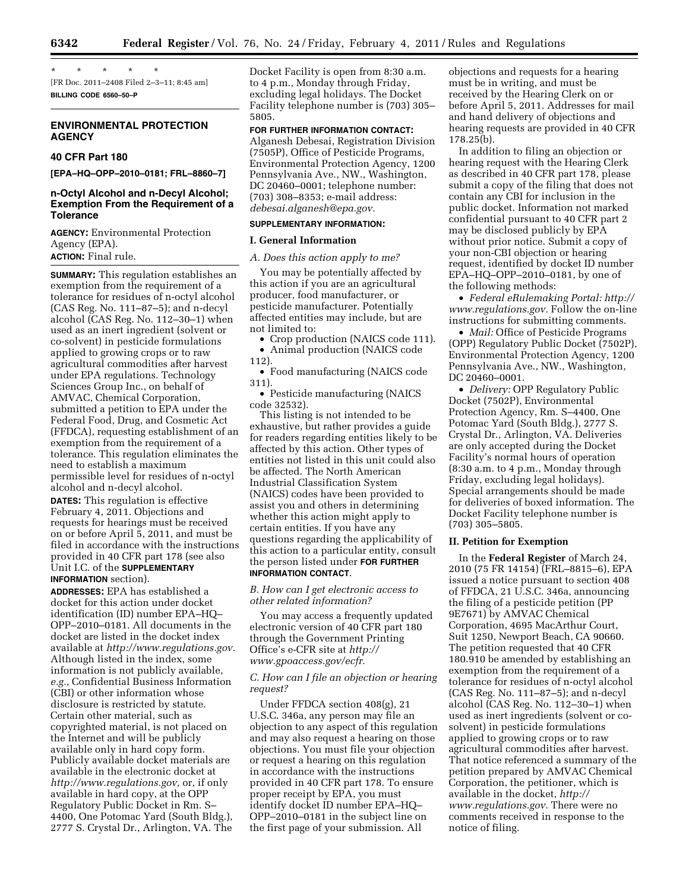\* \* \* \* \*

[FR Doc. 2011–2408 Filed 2–3–11; 8:45 am]

**BILLING CODE 6560–50–P**

## ENVIRONMENTAL PROTECTION AGENCY

### 40 CFR Part 180

**[EPA–HQ–OPP–2010–0181; FRL–8860–7]**

### n-Octyl Alcohol and n-Decyl Alcohol; Exemption From the Requirement of a Tolerance

**AGENCY:** Environmental Protection Agency (EPA).

**ACTION:** Final rule.

**SUMMARY:** This regulation establishes an exemption from the requirement of a tolerance for residues of n-octyl alcohol (CAS Reg. No. 111–87–5); and n-decyl alcohol (CAS Reg. No. 112–30–1) when used as an inert ingredient (solvent or co-solvent) in pesticide formulations applied to growing crops or to raw agricultural commodities after harvest under EPA regulations. Technology Sciences Group Inc., on behalf of AMVAC, Chemical Corporation, submitted a petition to EPA under the Federal Food, Drug, and Cosmetic Act (FFDCA), requesting establishment of an exemption from the requirement of a tolerance. This regulation eliminates the need to establish a maximum permissible level for residues of n-octyl alcohol and n-decyl alcohol.

**DATES:** This regulation is effective February 4, 2011. Objections and requests for hearings must be received on or before April 5, 2011, and must be filed in accordance with the instructions provided in 40 CFR part 178 (see also Unit I.C. of the **SUPPLEMENTARY INFORMATION** section).

**ADDRESSES:** EPA has established a docket for this action under docket identification (ID) number EPA–HQ–OPP–2010–0181. All documents in the docket are listed in the docket index available at *http://www.regulations.gov.* Although listed in the index, some information is not publicly available, *e.g.,* Confidential Business Information (CBI) or other information whose disclosure is restricted by statute. Certain other material, such as copyrighted material, is not placed on the Internet and will be publicly available only in hard copy form. Publicly available docket materials are available in the electronic docket at *http://www.regulations.gov,* or, if only available in hard copy, at the OPP Regulatory Public Docket in Rm. S–4400, One Potomac Yard (South Bldg.), 2777 S. Crystal Dr., Arlington, VA. The Docket Facility is open from 8:30 a.m. to 4 p.m., Monday through Friday, excluding legal holidays. The Docket Facility telephone number is (703) 305–5805.

**FOR FURTHER INFORMATION CONTACT:** Alganesh Debesai, Registration Division (7505P), Office of Pesticide Programs, Environmental Protection Agency, 1200 Pennsylvania Ave., NW., Washington, DC 20460–0001; telephone number: (703) 308–8353; e-mail address: *debesai.alganesh@epa.gov.*

**SUPPLEMENTARY INFORMATION:**

#### I. General Information

*A. Does this action apply to me?*

You may be potentially affected by this action if you are an agricultural producer, food manufacturer, or pesticide manufacturer. Potentially affected entities may include, but are not limited to:

- Crop production (NAICS code 111).
- Animal production (NAICS code 112).
- Food manufacturing (NAICS code 311).
- Pesticide manufacturing (NAICS code 32532).

This listing is not intended to be exhaustive, but rather provides a guide for readers regarding entities likely to be affected by this action. Other types of entities not listed in this unit could also be affected. The North American Industrial Classification System (NAICS) codes have been provided to assist you and others in determining whether this action might apply to certain entities. If you have any questions regarding the applicability of this action to a particular entity, consult the person listed under **FOR FURTHER INFORMATION CONTACT**.

*B. How can I get electronic access to other related information?*

You may access a frequently updated electronic version of 40 CFR part 180 through the Government Printing Office's e-CFR site at *http://www.gpoaccess.gov/ecfr.*

*C. How can I file an objection or hearing request?*

Under FFDCA section 408(g), 21 U.S.C. 346a, any person may file an objection to any aspect of this regulation and may also request a hearing on those objections. You must file your objection or request a hearing on this regulation in accordance with the instructions provided in 40 CFR part 178. To ensure proper receipt by EPA, you must identify docket ID number EPA–HQ–OPP–2010–0181 in the subject line on the first page of your submission. All objections and requests for a hearing must be in writing, and must be received by the Hearing Clerk on or before April 5, 2011. Addresses for mail and hand delivery of objections and hearing requests are provided in 40 CFR 178.25(b).

In addition to filing an objection or hearing request with the Hearing Clerk as described in 40 CFR part 178, please submit a copy of the filing that does not contain any CBI for inclusion in the public docket. Information not marked confidential pursuant to 40 CFR part 2 may be disclosed publicly by EPA without prior notice. Submit a copy of your non-CBI objection or hearing request, identified by docket ID number EPA–HQ–OPP–2010–0181, by one of the following methods:

- *Federal eRulemaking Portal: http://www.regulations.gov.* Follow the on-line instructions for submitting comments.
- *Mail:* Office of Pesticide Programs (OPP) Regulatory Public Docket (7502P), Environmental Protection Agency, 1200 Pennsylvania Ave., NW., Washington, DC 20460–0001.
- *Delivery:* OPP Regulatory Public Docket (7502P), Environmental Protection Agency, Rm. S–4400, One Potomac Yard (South Bldg.), 2777 S. Crystal Dr., Arlington, VA. Deliveries are only accepted during the Docket Facility's normal hours of operation (8:30 a.m. to 4 p.m., Monday through Friday, excluding legal holidays). Special arrangements should be made for deliveries of boxed information. The Docket Facility telephone number is (703) 305–5805.

#### II. Petition for Exemption

In the **Federal Register** of March 24, 2010 (75 FR 14154) (FRL–8815–6), EPA issued a notice pursuant to section 408 of FFDCA, 21 U.S.C. 346a, announcing the filing of a pesticide petition (PP 9E7671) by AMVAC Chemical Corporation, 4695 MacArthur Court, Suit 1250, Newport Beach, CA 90660. The petition requested that 40 CFR 180.910 be amended by establishing an exemption from the requirement of a tolerance for residues of n-octyl alcohol (CAS Reg. No. 111–87–5); and n-decyl alcohol (CAS Reg. No. 112–30–1) when used as inert ingredients (solvent or co-solvent) in pesticide formulations applied to growing crops or to raw agricultural commodities after harvest. That notice referenced a summary of the petition prepared by AMVAC Chemical Corporation, the petitioner, which is available in the docket, *http://www.regulations.gov.* There were no comments received in response to the notice of filing.